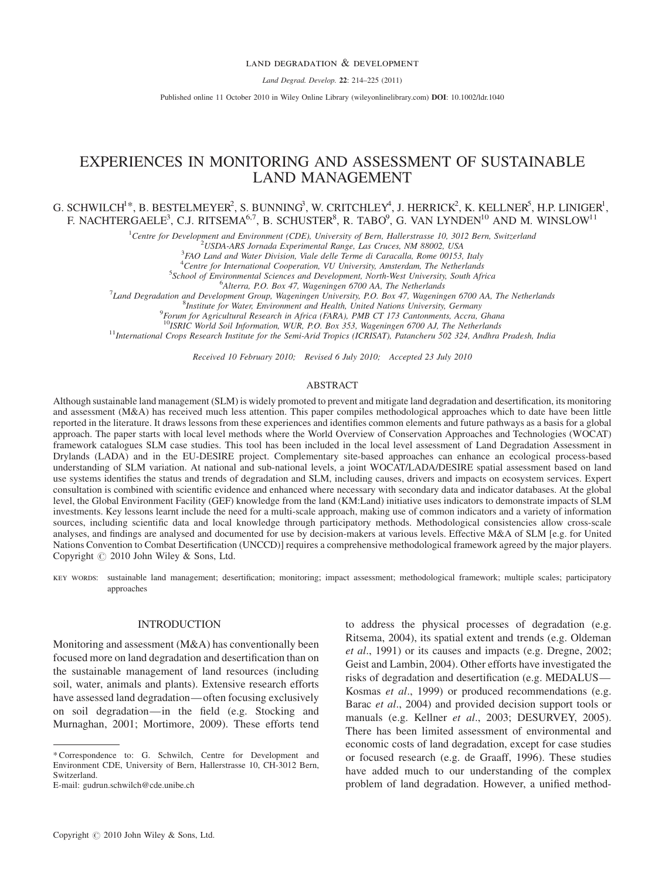# EXPERIENCES IN MONITORING AND ASSESSMENT OF SUSTAINABLE LAND MANAGEMENT

G. SCHWILCH[1]*, B. BESTELMEYER[2], S. BUNNING[3], W. CRITCHLEY[4], J. HERRICK[2], K. KELLNER[5], H.P. LINIGER[1], F. NACHTERGAELE[3], C.J. RITSEMA[6,7], B. SCHUSTER[8], R. TABO[9], G. VAN LYNDEN[10] AND M. WINSLOW[11]

[1]*Centre for Development and Environment (CDE), University of Bern, Hallerstrasse 10, 3012 Bern, Switzerland*
[2]*USDA-ARS Jornada Experimental Range, Las Cruces, NM 88002, USA*
[3]*FAO Land and Water Division, Viale delle Terme di Caracalla, Rome 00153, Italy*
[4]*Centre for International Cooperation, VU University, Amsterdam, The Netherlands*
[5]*School of Environmental Sciences and Development, North-West University, South Africa*
[6]*Alterra, P.O. Box 47, Wageningen 6700 AA, The Netherlands*
[7]*Land Degradation and Development Group, Wageningen University, P.O. Box 47, Wageningen 6700 AA, The Netherlands*
[8]*Institute for Water, Environment and Health, United Nations University, Germany*
[9]*Forum for Agricultural Research in Africa (FARA), PMB CT 173 Cantonments, Accra, Ghana*
[10]*ISRIC World Soil Information, WUR, P.O. Box 353, Wageningen 6700 AJ, The Netherlands*
[11]*International Crops Research Institute for the Semi-Arid Tropics (ICRISAT), Patancheru 502 324, Andhra Pradesh, India*

*Received 10 February 2010; Revised 6 July 2010; Accepted 23 July 2010*

## ABSTRACT

Although sustainable land management (SLM) is widely promoted to prevent and mitigate land degradation and desertification, its monitoring and assessment (M&A) has received much less attention. This paper compiles methodological approaches which to date have been little reported in the literature. It draws lessons from these experiences and identifies common elements and future pathways as a basis for a global approach. The paper starts with local level methods where the World Overview of Conservation Approaches and Technologies (WOCAT) framework catalogues SLM case studies. This tool has been included in the local level assessment of Land Degradation Assessment in Drylands (LADA) and in the EU-DESIRE project. Complementary site-based approaches can enhance an ecological process-based understanding of SLM variation. At national and sub-national levels, a joint WOCAT/LADA/DESIRE spatial assessment based on land use systems identifies the status and trends of degradation and SLM, including causes, drivers and impacts on ecosystem services. Expert consultation is combined with scientific evidence and enhanced where necessary with secondary data and indicator databases. At the global level, the Global Environment Facility (GEF) knowledge from the land (KM:Land) initiative uses indicators to demonstrate impacts of SLM investments. Key lessons learnt include the need for a multi-scale approach, making use of common indicators and a variety of information sources, including scientific data and local knowledge through participatory methods. Methodological consistencies allow cross-scale analyses, and findings are analysed and documented for use by decision-makers at various levels. Effective M&A of SLM [e.g. for United Nations Convention to Combat Desertification (UNCCD)] requires a comprehensive methodological framework agreed by the major players. Copyright © 2010 John Wiley & Sons, Ltd.

KEY WORDS: sustainable land management; desertification; monitoring; impact assessment; methodological framework; multiple scales; participatory approaches

## INTRODUCTION

Monitoring and assessment (M&A) has conventionally been focused more on land degradation and desertification than on the sustainable management of land resources (including soil, water, animals and plants). Extensive research efforts have assessed land degradation—often focusing exclusively on soil degradation—in the field (e.g. Stocking and Murnaghan, 2001; Mortimore, 2009). These efforts tend to address the physical processes of degradation (e.g. Ritsema, 2004), its spatial extent and trends (e.g. Oldeman *et al*., 1991) or its causes and impacts (e.g. Dregne, 2002; Geist and Lambin, 2004). Other efforts have investigated the risks of degradation and desertification (e.g. MEDALUS—Kosmas *et al*., 1999) or produced recommendations (e.g. Barac *et al*., 2004) and provided decision support tools or manuals (e.g. Kellner *et al*., 2003; DESURVEY, 2005). There has been limited assessment of environmental and economic costs of land degradation, except for case studies or focused research (e.g. de Graaff, 1996). These studies have added much to our understanding of the complex problem of land degradation. However, a unified method-

*Correspondence to: G. Schwilch, Centre for Development and Environment CDE, University of Bern, Hallerstrasse 10, CH-3012 Bern, Switzerland.
E-mail: gudrun.schwilch@cde.unibe.ch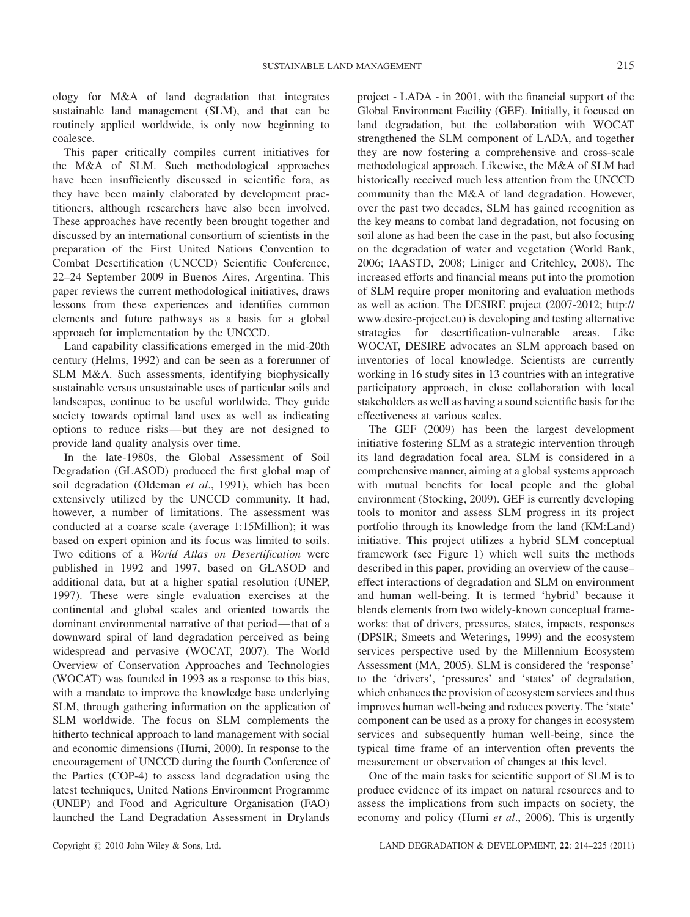ology for M&A of land degradation that integrates sustainable land management (SLM), and that can be routinely applied worldwide, is only now beginning to coalesce.

This paper critically compiles current initiatives for the M&A of SLM. Such methodological approaches have been insufficiently discussed in scientific fora, as they have been mainly elaborated by development practitioners, although researchers have also been involved. These approaches have recently been brought together and discussed by an international consortium of scientists in the preparation of the First United Nations Convention to Combat Desertification (UNCCD) Scientific Conference, 22–24 September 2009 in Buenos Aires, Argentina. This paper reviews the current methodological initiatives, draws lessons from these experiences and identifies common elements and future pathways as a basis for a global approach for implementation by the UNCCD.

Land capability classifications emerged in the mid-20th century (Helms, 1992) and can be seen as a forerunner of SLM M&A. Such assessments, identifying biophysically sustainable versus unsustainable uses of particular soils and landscapes, continue to be useful worldwide. They guide society towards optimal land uses as well as indicating options to reduce risks—but they are not designed to provide land quality analysis over time.

In the late-1980s, the Global Assessment of Soil Degradation (GLASOD) produced the first global map of soil degradation (Oldeman *et al*., 1991), which has been extensively utilized by the UNCCD community. It had, however, a number of limitations. The assessment was conducted at a coarse scale (average 1:15Million); it was based on expert opinion and its focus was limited to soils. Two editions of a *World Atlas on Desertification* were published in 1992 and 1997, based on GLASOD and additional data, but at a higher spatial resolution (UNEP, 1997). These were single evaluation exercises at the continental and global scales and oriented towards the dominant environmental narrative of that period—that of a downward spiral of land degradation perceived as being widespread and pervasive (WOCAT, 2007). The World Overview of Conservation Approaches and Technologies (WOCAT) was founded in 1993 as a response to this bias, with a mandate to improve the knowledge base underlying SLM, through gathering information on the application of SLM worldwide. The focus on SLM complements the hitherto technical approach to land management with social and economic dimensions (Hurni, 2000). In response to the encouragement of UNCCD during the fourth Conference of the Parties (COP-4) to assess land degradation using the latest techniques, United Nations Environment Programme (UNEP) and Food and Agriculture Organisation (FAO) launched the Land Degradation Assessment in Drylands project - LADA - in 2001, with the financial support of the Global Environment Facility (GEF). Initially, it focused on land degradation, but the collaboration with WOCAT strengthened the SLM component of LADA, and together they are now fostering a comprehensive and cross-scale methodological approach. Likewise, the M&A of SLM had historically received much less attention from the UNCCD community than the M&A of land degradation. However, over the past two decades, SLM has gained recognition as the key means to combat land degradation, not focusing on soil alone as had been the case in the past, but also focusing on the degradation of water and vegetation (World Bank, 2006; IAASTD, 2008; Liniger and Critchley, 2008). The increased efforts and financial means put into the promotion of SLM require proper monitoring and evaluation methods as well as action. The DESIRE project (2007-2012; http://www.desire-project.eu) is developing and testing alternative strategies for desertification-vulnerable areas. Like WOCAT, DESIRE advocates an SLM approach based on inventories of local knowledge. Scientists are currently working in 16 study sites in 13 countries with an integrative participatory approach, in close collaboration with local stakeholders as well as having a sound scientific basis for the effectiveness at various scales.

The GEF (2009) has been the largest development initiative fostering SLM as a strategic intervention through its land degradation focal area. SLM is considered in a comprehensive manner, aiming at a global systems approach with mutual benefits for local people and the global environment (Stocking, 2009). GEF is currently developing tools to monitor and assess SLM progress in its project portfolio through its knowledge from the land (KM:Land) initiative. This project utilizes a hybrid SLM conceptual framework (see Figure 1) which well suits the methods described in this paper, providing an overview of the cause–effect interactions of degradation and SLM on environment and human well-being. It is termed 'hybrid' because it blends elements from two widely-known conceptual frameworks: that of drivers, pressures, states, impacts, responses (DPSIR; Smeets and Weterings, 1999) and the ecosystem services perspective used by the Millennium Ecosystem Assessment (MA, 2005). SLM is considered the 'response' to the 'drivers', 'pressures' and 'states' of degradation, which enhances the provision of ecosystem services and thus improves human well-being and reduces poverty. The 'state' component can be used as a proxy for changes in ecosystem services and subsequently human well-being, since the typical time frame of an intervention often prevents the measurement or observation of changes at this level.

One of the main tasks for scientific support of SLM is to produce evidence of its impact on natural resources and to assess the implications from such impacts on society, the economy and policy (Hurni *et al*., 2006). This is urgently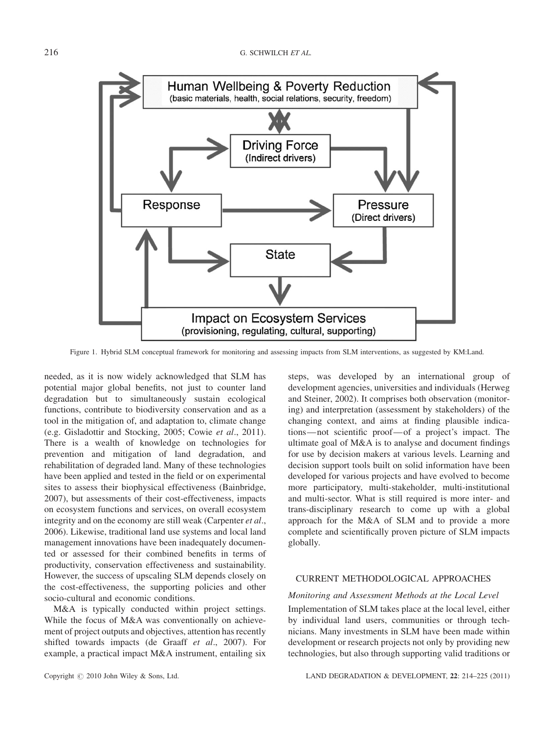Figure 1. Hybrid SLM conceptual framework for monitoring and assessing impacts from SLM interventions, as suggested by KM:Land.

needed, as it is now widely acknowledged that SLM has potential major global benefits, not just to counter land degradation but to simultaneously sustain ecological functions, contribute to biodiversity conservation and as a tool in the mitigation of, and adaptation to, climate change (e.g. Gisladottir and Stocking, 2005; Cowie *et al*., 2011). There is a wealth of knowledge on technologies for prevention and mitigation of land degradation, and rehabilitation of degraded land. Many of these technologies have been applied and tested in the field or on experimental sites to assess their biophysical effectiveness (Bainbridge, 2007), but assessments of their cost-effectiveness, impacts on ecosystem functions and services, on overall ecosystem integrity and on the economy are still weak (Carpenter *et al*., 2006). Likewise, traditional land use systems and local land management innovations have been inadequately documented or assessed for their combined benefits in terms of productivity, conservation effectiveness and sustainability. However, the success of upscaling SLM depends closely on the cost-effectiveness, the supporting policies and other socio-cultural and economic conditions.

M&A is typically conducted within project settings. While the focus of M&A was conventionally on achievement of project outputs and objectives, attention has recently shifted towards impacts (de Graaff *et al*., 2007). For example, a practical impact M&A instrument, entailing six steps, was developed by an international group of development agencies, universities and individuals (Herweg and Steiner, 2002). It comprises both observation (monitoring) and interpretation (assessment by stakeholders) of the changing context, and aims at finding plausible indications—not scientific proof—of a project's impact. The ultimate goal of M&A is to analyse and document findings for use by decision makers at various levels. Learning and decision support tools built on solid information have been developed for various projects and have evolved to become more participatory, multi-stakeholder, multi-institutional and multi-sector. What is still required is more inter- and trans-disciplinary research to come up with a global approach for the M&A of SLM and to provide a more complete and scientifically proven picture of SLM impacts globally.

## CURRENT METHODOLOGICAL APPROACHES

### *Monitoring and Assessment Methods at the Local Level*

Implementation of SLM takes place at the local level, either by individual land users, communities or through technicians. Many investments in SLM have been made within development or research projects not only by providing new technologies, but also through supporting valid traditions or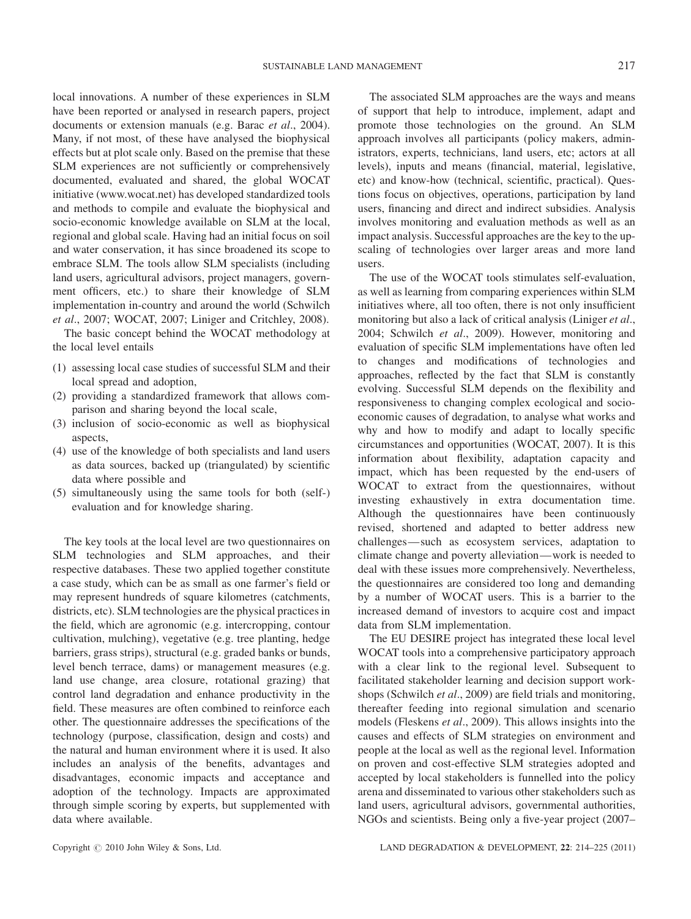local innovations. A number of these experiences in SLM have been reported or analysed in research papers, project documents or extension manuals (e.g. Barac *et al*., 2004). Many, if not most, of these have analysed the biophysical effects but at plot scale only. Based on the premise that these SLM experiences are not sufficiently or comprehensively documented, evaluated and shared, the global WOCAT initiative (www.wocat.net) has developed standardized tools and methods to compile and evaluate the biophysical and socio-economic knowledge available on SLM at the local, regional and global scale. Having had an initial focus on soil and water conservation, it has since broadened its scope to embrace SLM. The tools allow SLM specialists (including land users, agricultural advisors, project managers, government officers, etc.) to share their knowledge of SLM implementation in-country and around the world (Schwilch *et al*., 2007; WOCAT, 2007; Liniger and Critchley, 2008).

The basic concept behind the WOCAT methodology at the local level entails

(1) assessing local case studies of successful SLM and their local spread and adoption,
(2) providing a standardized framework that allows comparison and sharing beyond the local scale,
(3) inclusion of socio-economic as well as biophysical aspects,
(4) use of the knowledge of both specialists and land users as data sources, backed up (triangulated) by scientific data where possible and
(5) simultaneously using the same tools for both (self-) evaluation and for knowledge sharing.

The key tools at the local level are two questionnaires on SLM technologies and SLM approaches, and their respective databases. These two applied together constitute a case study, which can be as small as one farmer's field or may represent hundreds of square kilometres (catchments, districts, etc). SLM technologies are the physical practices in the field, which are agronomic (e.g. intercropping, contour cultivation, mulching), vegetative (e.g. tree planting, hedge barriers, grass strips), structural (e.g. graded banks or bunds, level bench terrace, dams) or management measures (e.g. land use change, area closure, rotational grazing) that control land degradation and enhance productivity in the field. These measures are often combined to reinforce each other. The questionnaire addresses the specifications of the technology (purpose, classification, design and costs) and the natural and human environment where it is used. It also includes an analysis of the benefits, advantages and disadvantages, economic impacts and acceptance and adoption of the technology. Impacts are approximated through simple scoring by experts, but supplemented with data where available.

The associated SLM approaches are the ways and means of support that help to introduce, implement, adapt and promote those technologies on the ground. An SLM approach involves all participants (policy makers, administrators, experts, technicians, land users, etc; actors at all levels), inputs and means (financial, material, legislative, etc) and know-how (technical, scientific, practical). Questions focus on objectives, operations, participation by land users, financing and direct and indirect subsidies. Analysis involves monitoring and evaluation methods as well as an impact analysis. Successful approaches are the key to the up-scaling of technologies over larger areas and more land users.

The use of the WOCAT tools stimulates self-evaluation, as well as learning from comparing experiences within SLM initiatives where, all too often, there is not only insufficient monitoring but also a lack of critical analysis (Liniger *et al*., 2004; Schwilch *et al*., 2009). However, monitoring and evaluation of specific SLM implementations have often led to changes and modifications of technologies and approaches, reflected by the fact that SLM is constantly evolving. Successful SLM depends on the flexibility and responsiveness to changing complex ecological and socio-economic causes of degradation, to analyse what works and why and how to modify and adapt to locally specific circumstances and opportunities (WOCAT, 2007). It is this information about flexibility, adaptation capacity and impact, which has been requested by the end-users of WOCAT to extract from the questionnaires, without investing exhaustively in extra documentation time. Although the questionnaires have been continuously revised, shortened and adapted to better address new challenges—such as ecosystem services, adaptation to climate change and poverty alleviation—work is needed to deal with these issues more comprehensively. Nevertheless, the questionnaires are considered too long and demanding by a number of WOCAT users. This is a barrier to the increased demand of investors to acquire cost and impact data from SLM implementation.

The EU DESIRE project has integrated these local level WOCAT tools into a comprehensive participatory approach with a clear link to the regional level. Subsequent to facilitated stakeholder learning and decision support workshops (Schwilch *et al*., 2009) are field trials and monitoring, thereafter feeding into regional simulation and scenario models (Fleskens *et al*., 2009). This allows insights into the causes and effects of SLM strategies on environment and people at the local as well as the regional level. Information on proven and cost-effective SLM strategies adopted and accepted by local stakeholders is funnelled into the policy arena and disseminated to various other stakeholders such as land users, agricultural advisors, governmental authorities, NGOs and scientists. Being only a five-year project (2007–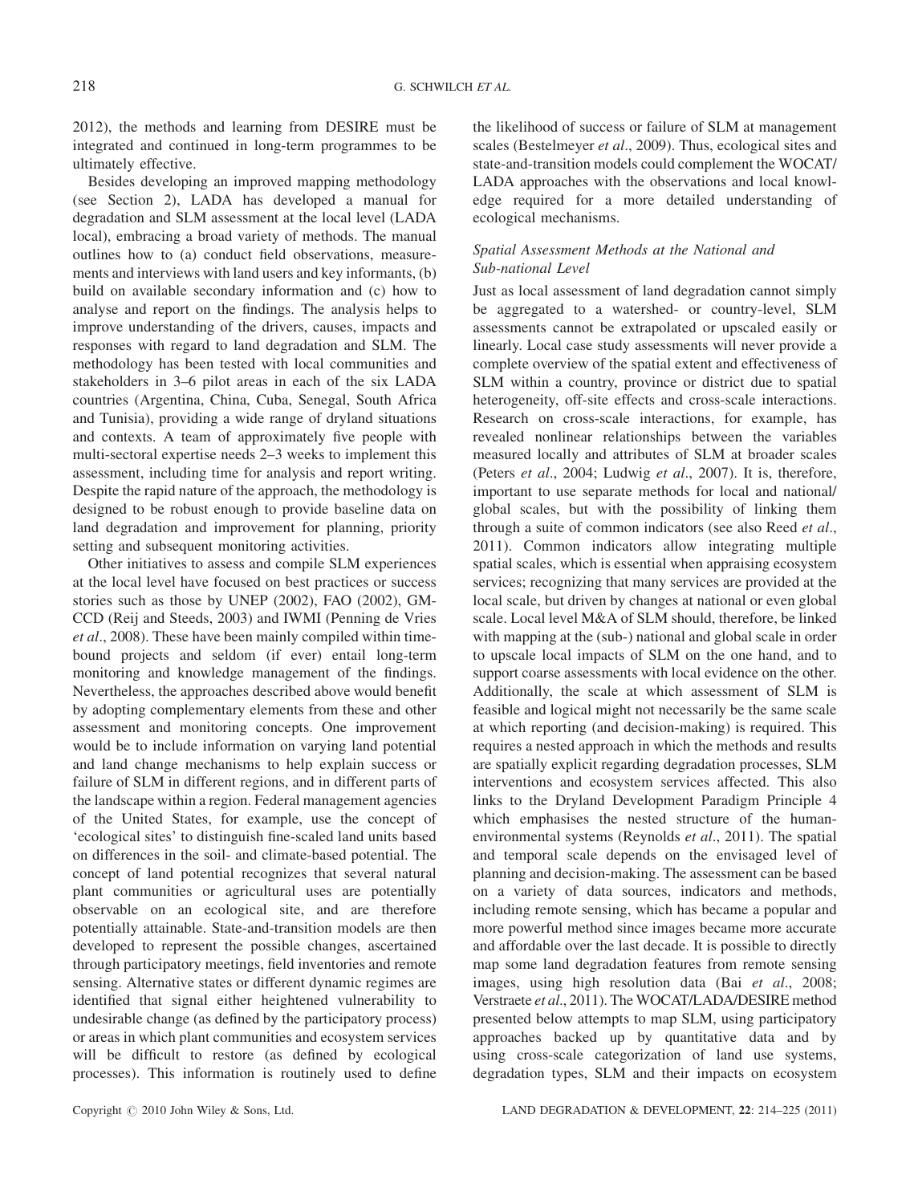2012), the methods and learning from DESIRE must be integrated and continued in long-term programmes to be ultimately effective.

Besides developing an improved mapping methodology (see Section 2), LADA has developed a manual for degradation and SLM assessment at the local level (LADA local), embracing a broad variety of methods. The manual outlines how to (a) conduct field observations, measurements and interviews with land users and key informants, (b) build on available secondary information and (c) how to analyse and report on the findings. The analysis helps to improve understanding of the drivers, causes, impacts and responses with regard to land degradation and SLM. The methodology has been tested with local communities and stakeholders in 3–6 pilot areas in each of the six LADA countries (Argentina, China, Cuba, Senegal, South Africa and Tunisia), providing a wide range of dryland situations and contexts. A team of approximately five people with multi-sectoral expertise needs 2–3 weeks to implement this assessment, including time for analysis and report writing. Despite the rapid nature of the approach, the methodology is designed to be robust enough to provide baseline data on land degradation and improvement for planning, priority setting and subsequent monitoring activities.

Other initiatives to assess and compile SLM experiences at the local level have focused on best practices or success stories such as those by UNEP (2002), FAO (2002), GM-CCD (Reij and Steeds, 2003) and IWMI (Penning de Vries *et al*., 2008). These have been mainly compiled within time-bound projects and seldom (if ever) entail long-term monitoring and knowledge management of the findings. Nevertheless, the approaches described above would benefit by adopting complementary elements from these and other assessment and monitoring concepts. One improvement would be to include information on varying land potential and land change mechanisms to help explain success or failure of SLM in different regions, and in different parts of the landscape within a region. Federal management agencies of the United States, for example, use the concept of 'ecological sites' to distinguish fine-scaled land units based on differences in the soil- and climate-based potential. The concept of land potential recognizes that several natural plant communities or agricultural uses are potentially observable on an ecological site, and are therefore potentially attainable. State-and-transition models are then developed to represent the possible changes, ascertained through participatory meetings, field inventories and remote sensing. Alternative states or different dynamic regimes are identified that signal either heightened vulnerability to undesirable change (as defined by the participatory process) or areas in which plant communities and ecosystem services will be difficult to restore (as defined by ecological processes). This information is routinely used to define the likelihood of success or failure of SLM at management scales (Bestelmeyer *et al*., 2009). Thus, ecological sites and state-and-transition models could complement the WOCAT/LADA approaches with the observations and local knowledge required for a more detailed understanding of ecological mechanisms.

### *Spatial Assessment Methods at the National and Sub-national Level*

Just as local assessment of land degradation cannot simply be aggregated to a watershed- or country-level, SLM assessments cannot be extrapolated or upscaled easily or linearly. Local case study assessments will never provide a complete overview of the spatial extent and effectiveness of SLM within a country, province or district due to spatial heterogeneity, off-site effects and cross-scale interactions. Research on cross-scale interactions, for example, has revealed nonlinear relationships between the variables measured locally and attributes of SLM at broader scales (Peters *et al*., 2004; Ludwig *et al*., 2007). It is, therefore, important to use separate methods for local and national/global scales, but with the possibility of linking them through a suite of common indicators (see also Reed *et al*., 2011). Common indicators allow integrating multiple spatial scales, which is essential when appraising ecosystem services; recognizing that many services are provided at the local scale, but driven by changes at national or even global scale. Local level M&A of SLM should, therefore, be linked with mapping at the (sub-) national and global scale in order to upscale local impacts of SLM on the one hand, and to support coarse assessments with local evidence on the other. Additionally, the scale at which assessment of SLM is feasible and logical might not necessarily be the same scale at which reporting (and decision-making) is required. This requires a nested approach in which the methods and results are spatially explicit regarding degradation processes, SLM interventions and ecosystem services affected. This also links to the Dryland Development Paradigm Principle 4 which emphasises the nested structure of the human-environmental systems (Reynolds *et al*., 2011). The spatial and temporal scale depends on the envisaged level of planning and decision-making. The assessment can be based on a variety of data sources, indicators and methods, including remote sensing, which has became a popular and more powerful method since images became more accurate and affordable over the last decade. It is possible to directly map some land degradation features from remote sensing images, using high resolution data (Bai *et al*., 2008; Verstraete *et al*., 2011). The WOCAT/LADA/DESIRE method presented below attempts to map SLM, using participatory approaches backed up by quantitative data and by using cross-scale categorization of land use systems, degradation types, SLM and their impacts on ecosystem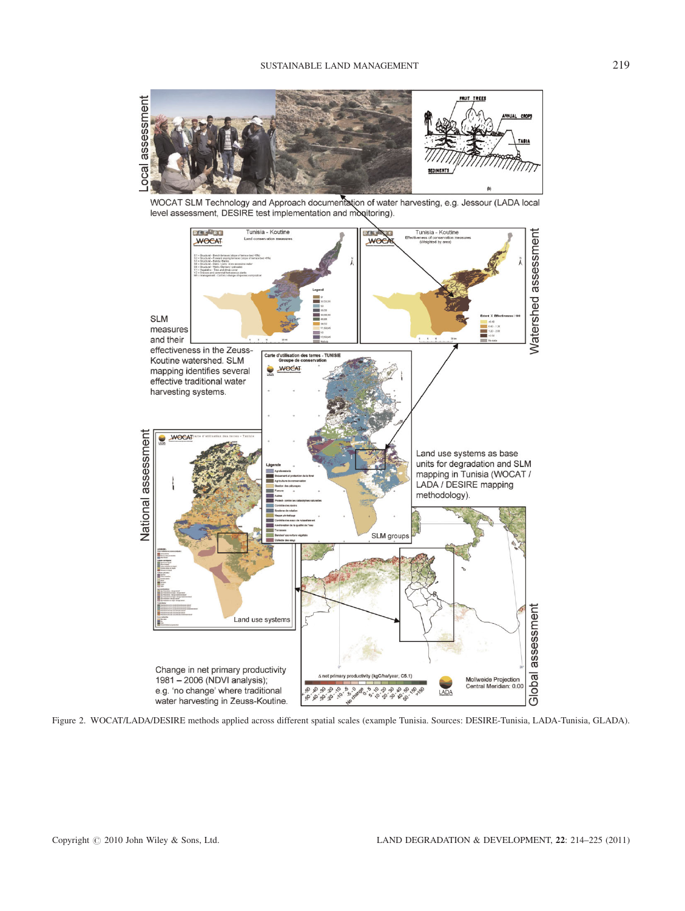Figure 2. WOCAT/LADA/DESIRE methods applied across different spatial scales (example Tunisia. Sources: DESIRE-Tunisia, LADA-Tunisia, GLADA).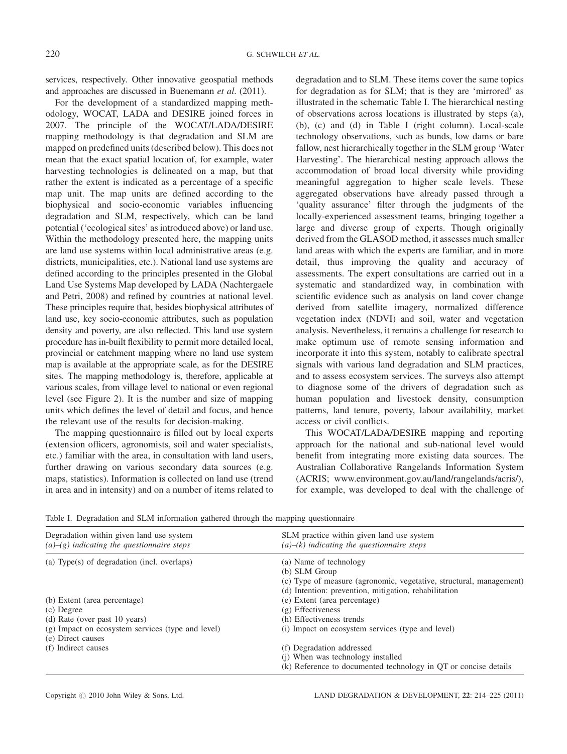services, respectively. Other innovative geospatial methods and approaches are discussed in Buenemann *et al.* (2011).

For the development of a standardized mapping methodology, WOCAT, LADA and DESIRE joined forces in 2007. The principle of the WOCAT/LADA/DESIRE mapping methodology is that degradation and SLM are mapped on predefined units (described below). This does not mean that the exact spatial location of, for example, water harvesting technologies is delineated on a map, but that rather the extent is indicated as a percentage of a specific map unit. The map units are defined according to the biophysical and socio-economic variables influencing degradation and SLM, respectively, which can be land potential ('ecological sites' as introduced above) or land use. Within the methodology presented here, the mapping units are land use systems within local administrative areas (e.g. districts, municipalities, etc.). National land use systems are defined according to the principles presented in the Global Land Use Systems Map developed by LADA (Nachtergaele and Petri, 2008) and refined by countries at national level. These principles require that, besides biophysical attributes of land use, key socio-economic attributes, such as population density and poverty, are also reflected. This land use system procedure has in-built flexibility to permit more detailed local, provincial or catchment mapping where no land use system map is available at the appropriate scale, as for the DESIRE sites. The mapping methodology is, therefore, applicable at various scales, from village level to national or even regional level (see Figure 2). It is the number and size of mapping units which defines the level of detail and focus, and hence the relevant use of the results for decision-making.

The mapping questionnaire is filled out by local experts (extension officers, agronomists, soil and water specialists, etc.) familiar with the area, in consultation with land users, further drawing on various secondary data sources (e.g. maps, statistics). Information is collected on land use (trend in area and in intensity) and on a number of items related to degradation and to SLM. These items cover the same topics for degradation as for SLM; that is they are 'mirrored' as illustrated in the schematic Table I. The hierarchical nesting of observations across locations is illustrated by steps (a), (b), (c) and (d) in Table I (right column). Local-scale technology observations, such as bunds, low dams or bare fallow, nest hierarchically together in the SLM group 'Water Harvesting'. The hierarchical nesting approach allows the accommodation of broad local diversity while providing meaningful aggregation to higher scale levels. These aggregated observations have already passed through a 'quality assurance' filter through the judgments of the locally-experienced assessment teams, bringing together a large and diverse group of experts. Though originally derived from the GLASOD method, it assesses much smaller land areas with which the experts are familiar, and in more detail, thus improving the quality and accuracy of assessments. The expert consultations are carried out in a systematic and standardized way, in combination with scientific evidence such as analysis on land cover change derived from satellite imagery, normalized difference vegetation index (NDVI) and soil, water and vegetation analysis. Nevertheless, it remains a challenge for research to make optimum use of remote sensing information and incorporate it into this system, notably to calibrate spectral signals with various land degradation and SLM practices, and to assess ecosystem services. The surveys also attempt to diagnose some of the drivers of degradation such as human population and livestock density, consumption patterns, land tenure, poverty, labour availability, market access or civil conflicts.

This WOCAT/LADA/DESIRE mapping and reporting approach for the national and sub-national level would benefit from integrating more existing data sources. The Australian Collaborative Rangelands Information System (ACRIS; www.environment.gov.au/land/rangelands/acris/), for example, was developed to deal with the challenge of

Table I. Degradation and SLM information gathered through the mapping questionnaire

| Degradation within given land use system<br>*(a)–(g) indicating the questionnaire steps* | SLM practice within given land use system<br>*(a)–(k) indicating the questionnaire steps* |
|---|---|
| (a) Type(s) of degradation (incl. overlaps) | (a) Name of technology<br>(b) SLM Group<br>(c) Type of measure (agronomic, vegetative, structural, management)<br>(d) Intention: prevention, mitigation, rehabilitation |
| (b) Extent (area percentage) | (e) Extent (area percentage) |
| (c) Degree | (g) Effectiveness |
| (d) Rate (over past 10 years) | (h) Effectiveness trends |
| (g) Impact on ecosystem services (type and level) | (i) Impact on ecosystem services (type and level) |
| (e) Direct causes | |
| (f) Indirect causes | (f) Degradation addressed<br>(j) When was technology installed<br>(k) Reference to documented technology in QT or concise details |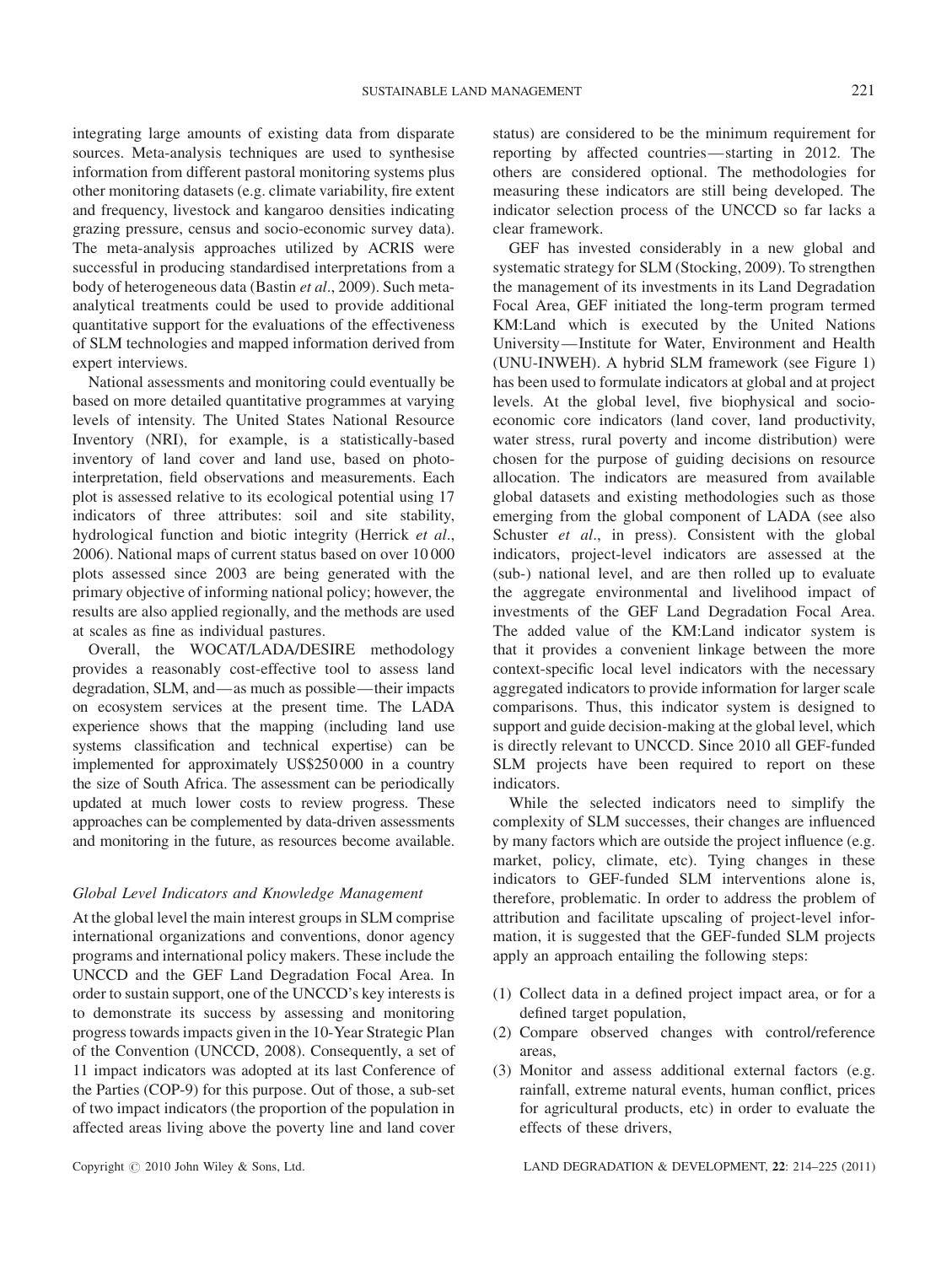integrating large amounts of existing data from disparate sources. Meta-analysis techniques are used to synthesise information from different pastoral monitoring systems plus other monitoring datasets (e.g. climate variability, fire extent and frequency, livestock and kangaroo densities indicating grazing pressure, census and socio-economic survey data). The meta-analysis approaches utilized by ACRIS were successful in producing standardised interpretations from a body of heterogeneous data (Bastin *et al*., 2009). Such meta-analytical treatments could be used to provide additional quantitative support for the evaluations of the effectiveness of SLM technologies and mapped information derived from expert interviews.

National assessments and monitoring could eventually be based on more detailed quantitative programmes at varying levels of intensity. The United States National Resource Inventory (NRI), for example, is a statistically-based inventory of land cover and land use, based on photo-interpretation, field observations and measurements. Each plot is assessed relative to its ecological potential using 17 indicators of three attributes: soil and site stability, hydrological function and biotic integrity (Herrick *et al*., 2006). National maps of current status based on over 10 000 plots assessed since 2003 are being generated with the primary objective of informing national policy; however, the results are also applied regionally, and the methods are used at scales as fine as individual pastures.

Overall, the WOCAT/LADA/DESIRE methodology provides a reasonably cost-effective tool to assess land degradation, SLM, and—as much as possible—their impacts on ecosystem services at the present time. The LADA experience shows that the mapping (including land use systems classification and technical expertise) can be implemented for approximately US$250 000 in a country the size of South Africa. The assessment can be periodically updated at much lower costs to review progress. These approaches can be complemented by data-driven assessments and monitoring in the future, as resources become available.

### *Global Level Indicators and Knowledge Management*

At the global level the main interest groups in SLM comprise international organizations and conventions, donor agency programs and international policy makers. These include the UNCCD and the GEF Land Degradation Focal Area. In order to sustain support, one of the UNCCD's key interests is to demonstrate its success by assessing and monitoring progress towards impacts given in the 10-Year Strategic Plan of the Convention (UNCCD, 2008). Consequently, a set of 11 impact indicators was adopted at its last Conference of the Parties (COP-9) for this purpose. Out of those, a sub-set of two impact indicators (the proportion of the population in affected areas living above the poverty line and land cover status) are considered to be the minimum requirement for reporting by affected countries—starting in 2012. The others are considered optional. The methodologies for measuring these indicators are still being developed. The indicator selection process of the UNCCD so far lacks a clear framework.

GEF has invested considerably in a new global and systematic strategy for SLM (Stocking, 2009). To strengthen the management of its investments in its Land Degradation Focal Area, GEF initiated the long-term program termed KM:Land which is executed by the United Nations University—Institute for Water, Environment and Health (UNU-INWEH). A hybrid SLM framework (see Figure 1) has been used to formulate indicators at global and at project levels. At the global level, five biophysical and socio-economic core indicators (land cover, land productivity, water stress, rural poverty and income distribution) were chosen for the purpose of guiding decisions on resource allocation. The indicators are measured from available global datasets and existing methodologies such as those emerging from the global component of LADA (see also Schuster *et al*., in press). Consistent with the global indicators, project-level indicators are assessed at the (sub-) national level, and are then rolled up to evaluate the aggregate environmental and livelihood impact of investments of the GEF Land Degradation Focal Area. The added value of the KM:Land indicator system is that it provides a convenient linkage between the more context-specific local level indicators with the necessary aggregated indicators to provide information for larger scale comparisons. Thus, this indicator system is designed to support and guide decision-making at the global level, which is directly relevant to UNCCD. Since 2010 all GEF-funded SLM projects have been required to report on these indicators.

While the selected indicators need to simplify the complexity of SLM successes, their changes are influenced by many factors which are outside the project influence (e.g. market, policy, climate, etc). Tying changes in these indicators to GEF-funded SLM interventions alone is, therefore, problematic. In order to address the problem of attribution and facilitate upscaling of project-level information, it is suggested that the GEF-funded SLM projects apply an approach entailing the following steps:

(1) Collect data in a defined project impact area, or for a defined target population,
(2) Compare observed changes with control/reference areas,
(3) Monitor and assess additional external factors (e.g. rainfall, extreme natural events, human conflict, prices for agricultural products, etc) in order to evaluate the effects of these drivers,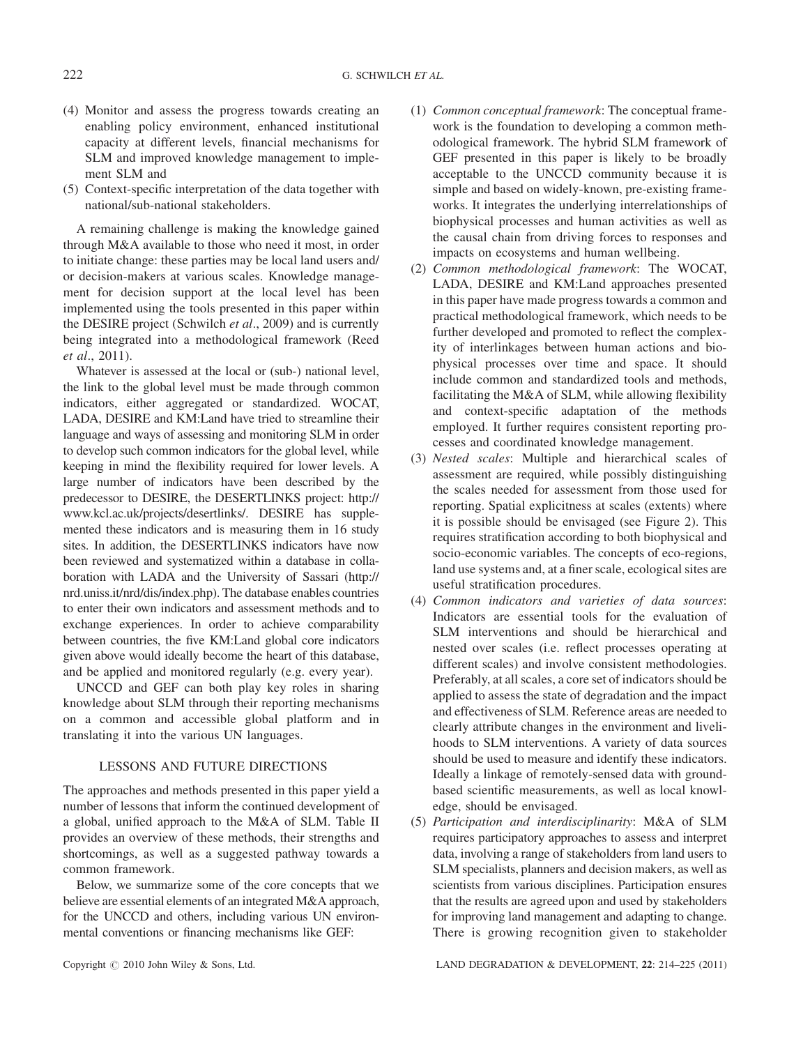(4) Monitor and assess the progress towards creating an enabling policy environment, enhanced institutional capacity at different levels, financial mechanisms for SLM and improved knowledge management to implement SLM and
(5) Context-specific interpretation of the data together with national/sub-national stakeholders.

A remaining challenge is making the knowledge gained through M&A available to those who need it most, in order to initiate change: these parties may be local land users and/or decision-makers at various scales. Knowledge management for decision support at the local level has been implemented using the tools presented in this paper within the DESIRE project (Schwilch *et al*., 2009) and is currently being integrated into a methodological framework (Reed *et al*., 2011).

Whatever is assessed at the local or (sub-) national level, the link to the global level must be made through common indicators, either aggregated or standardized. WOCAT, LADA, DESIRE and KM:Land have tried to streamline their language and ways of assessing and monitoring SLM in order to develop such common indicators for the global level, while keeping in mind the flexibility required for lower levels. A large number of indicators have been described by the predecessor to DESIRE, the DESERTLINKS project: http://www.kcl.ac.uk/projects/desertlinks/. DESIRE has supplemented these indicators and is measuring them in 16 study sites. In addition, the DESERTLINKS indicators have now been reviewed and systematized within a database in collaboration with LADA and the University of Sassari (http://nrd.uniss.it/nrd/dis/index.php). The database enables countries to enter their own indicators and assessment methods and to exchange experiences. In order to achieve comparability between countries, the five KM:Land global core indicators given above would ideally become the heart of this database, and be applied and monitored regularly (e.g. every year).

UNCCD and GEF can both play key roles in sharing knowledge about SLM through their reporting mechanisms on a common and accessible global platform and in translating it into the various UN languages.

## LESSONS AND FUTURE DIRECTIONS

The approaches and methods presented in this paper yield a number of lessons that inform the continued development of a global, unified approach to the M&A of SLM. Table II provides an overview of these methods, their strengths and shortcomings, as well as a suggested pathway towards a common framework.

Below, we summarize some of the core concepts that we believe are essential elements of an integrated M&A approach, for the UNCCD and others, including various UN environmental conventions or financing mechanisms like GEF:

(1) *Common conceptual framework*: The conceptual framework is the foundation to developing a common methodological framework. The hybrid SLM framework of GEF presented in this paper is likely to be broadly acceptable to the UNCCD community because it is simple and based on widely-known, pre-existing frameworks. It integrates the underlying interrelationships of biophysical processes and human activities as well as the causal chain from driving forces to responses and impacts on ecosystems and human wellbeing.
(2) *Common methodological framework*: The WOCAT, LADA, DESIRE and KM:Land approaches presented in this paper have made progress towards a common and practical methodological framework, which needs to be further developed and promoted to reflect the complexity of interlinkages between human actions and biophysical processes over time and space. It should include common and standardized tools and methods, facilitating the M&A of SLM, while allowing flexibility and context-specific adaptation of the methods employed. It further requires consistent reporting processes and coordinated knowledge management.
(3) *Nested scales*: Multiple and hierarchical scales of assessment are required, while possibly distinguishing the scales needed for assessment from those used for reporting. Spatial explicitness at scales (extents) where it is possible should be envisaged (see Figure 2). This requires stratification according to both biophysical and socio-economic variables. The concepts of eco-regions, land use systems and, at a finer scale, ecological sites are useful stratification procedures.
(4) *Common indicators and varieties of data sources*: Indicators are essential tools for the evaluation of SLM interventions and should be hierarchical and nested over scales (i.e. reflect processes operating at different scales) and involve consistent methodologies. Preferably, at all scales, a core set of indicators should be applied to assess the state of degradation and the impact and effectiveness of SLM. Reference areas are needed to clearly attribute changes in the environment and livelihoods to SLM interventions. A variety of data sources should be used to measure and identify these indicators. Ideally a linkage of remotely-sensed data with ground-based scientific measurements, as well as local knowledge, should be envisaged.
(5) *Participation and interdisciplinarity*: M&A of SLM requires participatory approaches to assess and interpret data, involving a range of stakeholders from land users to SLM specialists, planners and decision makers, as well as scientists from various disciplines. Participation ensures that the results are agreed upon and used by stakeholders for improving land management and adapting to change. There is growing recognition given to stakeholder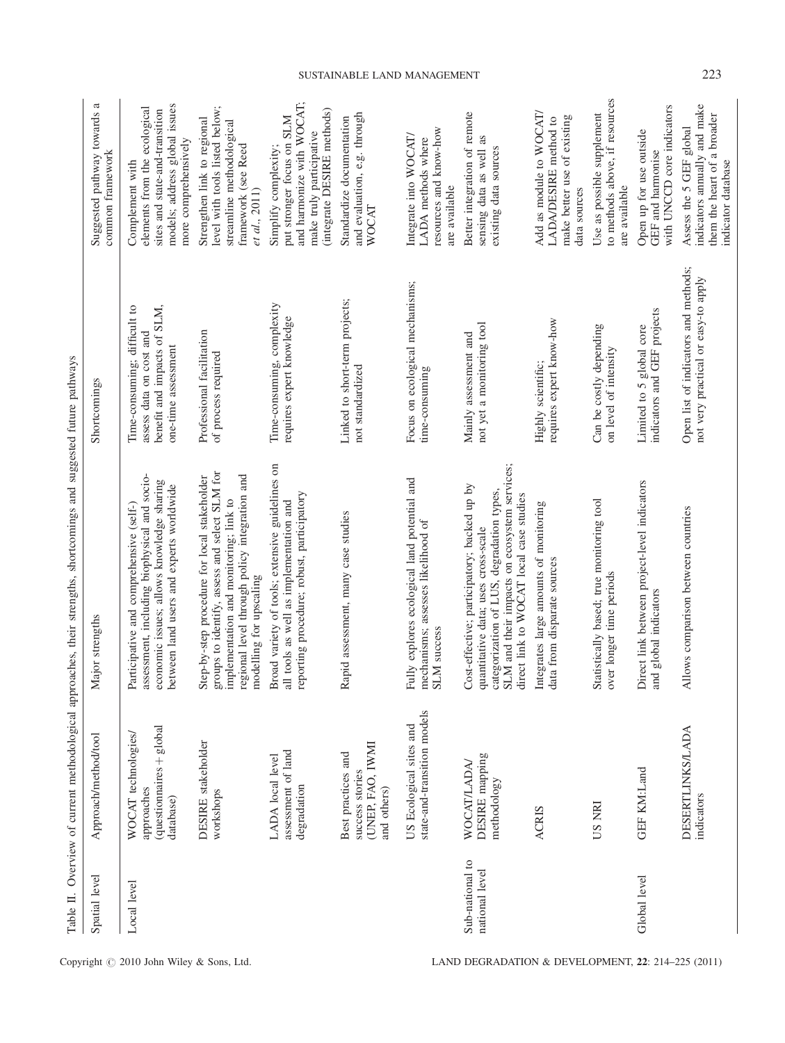Table II. Overview of current methodological approaches, their strengths, shortcomings and suggested future pathways

| Spatial level | Approach/method/tool | Major strengths | Shortcomings | Suggested pathway towards a common framework |
|---|---|---|---|---|
| Local level | WOCAT technologies/ approaches (questionnaires + global database) | Participative and comprehensive (self-) assessment, including biophysical and socio-economic issues; allows knowledge sharing between land users and experts worldwide | Time-consuming; difficult to assess data on cost and benefit and impacts of SLM, one-time assessment | Complement with elements from the ecological sites and state-and-transition models; address global issues more comprehensively |
| | DESIRE stakeholder workshops | Step-by-step procedure for local stakeholder groups to identify, assess and select SLM for implementation and monitoring; link to regional level through policy integration and modelling for upscaling | Professional facilitation of process required | Strengthen link to regional level with tools listed below; streamline methodological framework (see Reed *et al.*, 2011) |
| | LADA local level assessment of land degradation | Broad variety of tools; extensive guidelines on all tools as well as implementation and reporting procedure; robust, participatory | Time-consuming, complexity requires expert knowledge | Simplify complexity; put stronger focus on SLM and harmonize with WOCAT; make truly participative (integrate DESIRE methods) |
| | Best practices and success stories (UNEP, FAO, IWMI and others) | Rapid assessment, many case studies | Linked to short-term projects; not standardized | Standardize documentation and evaluation, e.g. through WOCAT |
| | US Ecological sites and state-and-transition models | Fully explores ecological land potential and mechanisms; assesses likelihood of SLM success | Focus on ecological mechanisms; time-consuming | Integrate into WOCAT/ LADA methods where resources and know-how are available |
| Sub-national to national level | WOCAT/LADA/ DESIRE mapping methodology | Cost-effective; participatory; backed up by quantitative data; uses cross-scale categorization of LUS, degradation types, SLM and their impacts on ecosystem services; direct link to WOCAT local case studies | Mainly assessment and not yet a monitoring tool | Better integration of remote sensing data as well as existing data sources |
| | ACRIS | Integrates large amounts of monitoring data from disparate sources | Highly scientific; requires expert know-how | Add as module to WOCAT/ LADA/DESIRE method to make better use of existing data sources |
| | US NRI | Statistically based; true monitoring tool over longer time periods | Can be costly depending on level of intensity | Use as possible supplement to methods above, if resources are available |
| Global level | GEF KM:Land | Direct link between project-level indicators and global indicators | Limited to 5 global core indicators and GEF projects | Open up for use outside GEF and harmonise with UNCCD core indicators |
| | DESERTLINKS/LADA indicators | Allows comparison between countries | Open list of indicators and methods; not very practical or easy-to apply | Assess the 5 GEF global indicators annually and make them the heart of a broader indicator database |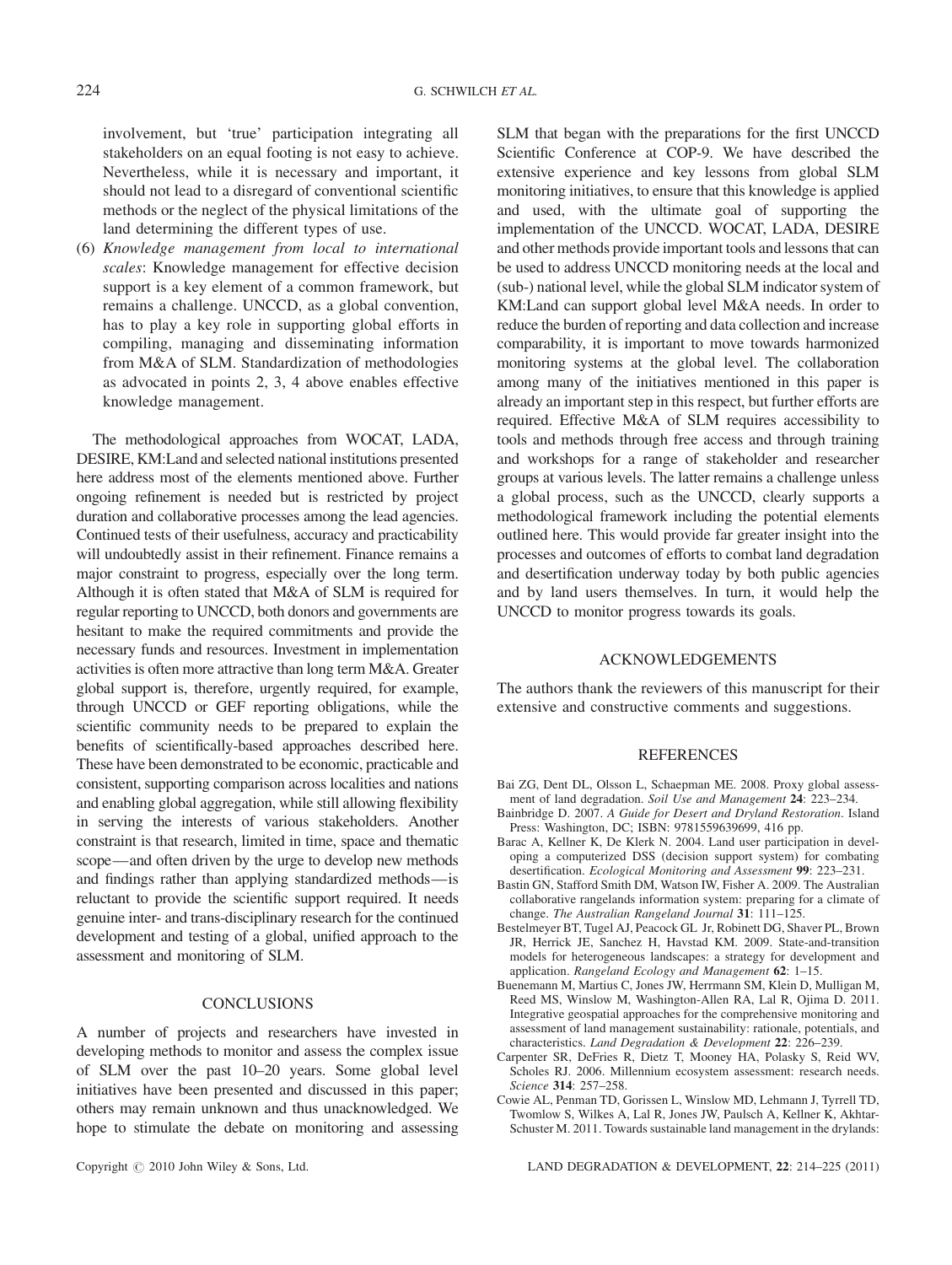involvement, but 'true' participation integrating all stakeholders on an equal footing is not easy to achieve. Nevertheless, while it is necessary and important, it should not lead to a disregard of conventional scientific methods or the neglect of the physical limitations of the land determining the different types of use.

(6) *Knowledge management from local to international scales*: Knowledge management for effective decision support is a key element of a common framework, but remains a challenge. UNCCD, as a global convention, has to play a key role in supporting global efforts in compiling, managing and disseminating information from M&A of SLM. Standardization of methodologies as advocated in points 2, 3, 4 above enables effective knowledge management.

The methodological approaches from WOCAT, LADA, DESIRE, KM:Land and selected national institutions presented here address most of the elements mentioned above. Further ongoing refinement is needed but is restricted by project duration and collaborative processes among the lead agencies. Continued tests of their usefulness, accuracy and practicability will undoubtedly assist in their refinement. Finance remains a major constraint to progress, especially over the long term. Although it is often stated that M&A of SLM is required for regular reporting to UNCCD, both donors and governments are hesitant to make the required commitments and provide the necessary funds and resources. Investment in implementation activities is often more attractive than long term M&A. Greater global support is, therefore, urgently required, for example, through UNCCD or GEF reporting obligations, while the scientific community needs to be prepared to explain the benefits of scientifically-based approaches described here. These have been demonstrated to be economic, practicable and consistent, supporting comparison across localities and nations and enabling global aggregation, while still allowing flexibility in serving the interests of various stakeholders. Another constraint is that research, limited in time, space and thematic scope—and often driven by the urge to develop new methods and findings rather than applying standardized methods—is reluctant to provide the scientific support required. It needs genuine inter- and trans-disciplinary research for the continued development and testing of a global, unified approach to the assessment and monitoring of SLM.

## CONCLUSIONS

A number of projects and researchers have invested in developing methods to monitor and assess the complex issue of SLM over the past 10–20 years. Some global level initiatives have been presented and discussed in this paper; others may remain unknown and thus unacknowledged. We hope to stimulate the debate on monitoring and assessing SLM that began with the preparations for the first UNCCD Scientific Conference at COP-9. We have described the extensive experience and key lessons from global SLM monitoring initiatives, to ensure that this knowledge is applied and used, with the ultimate goal of supporting the implementation of the UNCCD. WOCAT, LADA, DESIRE and other methods provide important tools and lessons that can be used to address UNCCD monitoring needs at the local and (sub-) national level, while the global SLM indicator system of KM:Land can support global level M&A needs. In order to reduce the burden of reporting and data collection and increase comparability, it is important to move towards harmonized monitoring systems at the global level. The collaboration among many of the initiatives mentioned in this paper is already an important step in this respect, but further efforts are required. Effective M&A of SLM requires accessibility to tools and methods through free access and through training and workshops for a range of stakeholder and researcher groups at various levels. The latter remains a challenge unless a global process, such as the UNCCD, clearly supports a methodological framework including the potential elements outlined here. This would provide far greater insight into the processes and outcomes of efforts to combat land degradation and desertification underway today by both public agencies and by land users themselves. In turn, it would help the UNCCD to monitor progress towards its goals.

## ACKNOWLEDGEMENTS

The authors thank the reviewers of this manuscript for their extensive and constructive comments and suggestions.

## REFERENCES

Bai ZG, Dent DL, Olsson L, Schaepman ME. 2008. Proxy global assessment of land degradation. *Soil Use and Management* **24**: 223–234.

Bainbridge D. 2007. *A Guide for Desert and Dryland Restoration*. Island Press: Washington, DC; ISBN: 9781559639699, 416 pp.

Barac A, Kellner K, De Klerk N. 2004. Land user participation in developing a computerized DSS (decision support system) for combating desertification. *Ecological Monitoring and Assessment* **99**: 223–231.

Bastin GN, Stafford Smith DM, Watson IW, Fisher A. 2009. The Australian collaborative rangelands information system: preparing for a climate of change. *The Australian Rangeland Journal* **31**: 111–125.

Bestelmeyer BT, Tugel AJ, Peacock GL Jr, Robinett DG, Shaver PL, Brown JR, Herrick JE, Sanchez H, Havstad KM. 2009. State-and-transition models for heterogeneous landscapes: a strategy for development and application. *Rangeland Ecology and Management* **62**: 1–15.

Buenemann M, Martius C, Jones JW, Herrmann SM, Klein D, Mulligan M, Reed MS, Winslow M, Washington-Allen RA, Lal R, Ojima D. 2011. Integrative geospatial approaches for the comprehensive monitoring and assessment of land management sustainability: rationale, potentials, and characteristics. *Land Degradation & Development* **22**: 226–239.

Carpenter SR, DeFries R, Dietz T, Mooney HA, Polasky S, Reid WV, Scholes RJ. 2006. Millennium ecosystem assessment: research needs. *Science* **314**: 257–258.

Cowie AL, Penman TD, Gorissen L, Winslow MD, Lehmann J, Tyrrell TD, Twomlow S, Wilkes A, Lal R, Jones JW, Paulsch A, Kellner K, Akhtar-Schuster M. 2011. Towards sustainable land management in the drylands: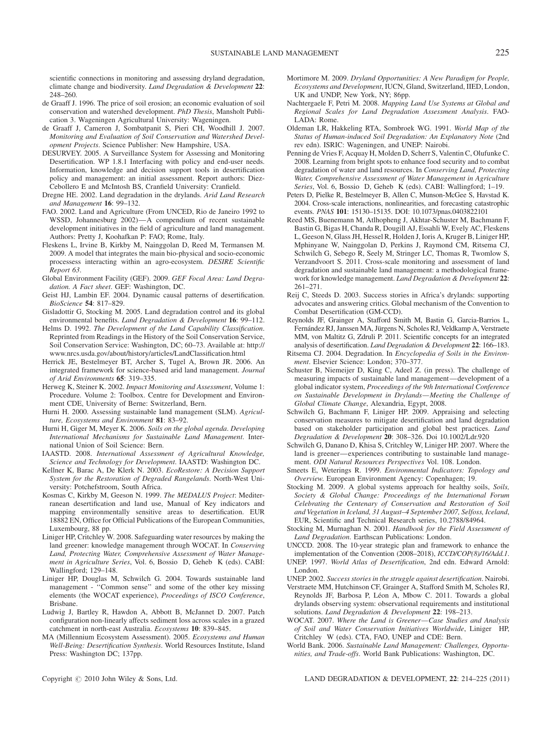scientific connections in monitoring and assessing dryland degradation, climate change and biodiversity. *Land Degradation & Development* **22**: 248–260.

de Graaff J. 1996. The price of soil erosion; an economic evaluation of soil conservation and watershed development. *PhD Thesis*, Mansholt Publication 3. Wageningen Agricultural University: Wageningen.

de Graaff J, Cameron J, Sombatpanit S, Pieri CH, Woodhill J. 2007. *Monitoring and Evaluation of Soil Conservation and Watershed Development Projects*. Science Publisher: New Hampshire, USA.

DESURVEY. 2005. A Surveillance System for Assessing and Monitoring Desertification. WP 1.8.1 Interfacing with policy and end-user needs. Information, knowledge and decision support tools in desertification policy and management: an initial assessment. Report authors: Diez-Cebollero E and McIntosh BS, Cranfield University: Cranfield.

Dregne HE. 2002. Land degradation in the drylands. *Arid Land Research and Management* **16**: 99–132.

FAO. 2002. Land and Agriculture (From UNCED, Rio de Janeiro 1992 to WSSD, Johannesburg 2002)—A compendium of recent sustainable development initiatives in the field of agriculture and land management. Authors: Pretty J, Koohafkan P: FAO; Rome, Italy.

Fleskens L, Irvine B, Kirkby M, Nainggolan D, Reed M, Termansen M. 2009. A model that integrates the main bio-physical and socio-economic processes interacting within an agro-ecosystem. *DESIRE Scientific Report 63*.

Global Environment Facility (GEF). 2009. *GEF Focal Area: Land Degradation. A Fact sheet*. GEF: Washington, DC.

Geist HJ, Lambin EF. 2004. Dynamic causal patterns of desertification. *BioScience* **54**: 817–829.

Gisladottir G, Stocking M. 2005. Land degradation control and its global environmental benefits. *Land Degradation & Development* **16**: 99–112.

Helms D. 1992. *The Development of the Land Capability Classification*. Reprinted from Readings in the History of the Soil Conservation Service, Soil Conservation Service: Washington, DC; 60–73. Available at: http://www.nrcs.usda.gov/about/history/articles/LandClassification.html

Herrick JE, Bestelmeyer BT, Archer S, Tugel A, Brown JR. 2006. An integrated framework for science-based arid land management. *Journal of Arid Environments* **65**: 319–335.

Herweg K, Steiner K. 2002. *Impact Monitoring and Assessment*, Volume 1: Procedure. Volume 2: Toolbox. Centre for Development and Environment CDE, University of Berne: Switzerland, Bern.

Hurni H. 2000. Assessing sustainable land management (SLM). *Agriculture, Ecosystems and Environment* **81**: 83–92.

Hurni H, Giger M, Meyer K. 2006. *Soils on the global agenda. Developing International Mechanisms for Sustainable Land Management*. International Union of Soil Science: Bern.

IAASTD. 2008. *International Assessment of Agricultural Knowledge, Science and Technology for Development*. IAASTD: Washington DC.

Kellner K, Barac A, De Klerk N. 2003. *EcoRestore: A Decision Support System for the Restoration of Degraded Rangelands*. North-West University: Potchefstroom, South Africa.

Kosmas C, Kirkby M, Geeson N. 1999. *The MEDALUS Project*: Mediterranean desertification and land use, Manual of Key indicators and mapping environmentally sensitive areas to desertification. EUR 18882 EN, Office for Official Publications of the European Communities, Luxembourg, 88 pp.

Liniger HP, Critchley W. 2008. Safeguarding water resources by making the land greener: knowledge management through WOCAT. In *Conserving Land, Protecting Water, Comprehensive Assessment of Water Management in Agriculture Series*, Vol. 6, Bossio D, Geheb K (eds). CABI: Wallingford; 129–148.

Liniger HP, Douglas M, Schwilch G. 2004. Towards sustainable land management - ''Common sense'' and some of the other key missing elements (the WOCAT experience), *Proceedings of ISCO Conference*, Brisbane.

Ludwig J, Bartley R, Hawdon A, Abbott B, McJannet D. 2007. Patch configuration non-linearly affects sediment loss across scales in a grazed catchment in north-east Australia. *Ecosystems* **10**: 839–845.

MA (Millennium Ecosystem Assessment). 2005. *Ecosystems and Human Well-Being: Desertification Synthesis*. World Resources Institute, Island Press: Washington DC; 137pp.

Mortimore M. 2009. *Dryland Opportunities: A New Paradigm for People, Ecosystems and Development*, IUCN, Gland, Switzerland, IIED, London, UK and UNDP, New York, NY; 86pp.

Nachtergaele F, Petri M. 2008. *Mapping Land Use Systems at Global and Regional Scales for Land Degradation Assessment Analysis*. FAO-LADA: Rome.

Oldeman LR, Hakkeling RTA, Sombroek WG. 1991. *World Map of the Status of Human-induced Soil Degradation: An Explanatory Note* (2nd rev edn). ISRIC: Wageningen, and UNEP: Nairobi.

Penning de Vries F, Acquay H, Molden D, Scherr S, Valentin C, Olufunke C. 2008. Learning from bright spots to enhance food security and to combat degradation of water and land resources. In *Conserving Land, Protecting Water, Comprehensive Assessment of Water Management in Agriculture Series*, Vol. 6, Bossio D, Geheb K (eds). CABI: Wallingford; 1–19.

Peters D, Pielke R, Bestelmeyer B, Allen C, Munson-McGee S, Havstad K. 2004. Cross-scale interactions, nonlinearities, and forecasting catastrophic events. *PNAS* **101**: 15130–15135. DOI: 10.1073/pnas.0403822101

Reed MS, Buenemann M, Atlhopheng J, Akhtar-Schuster M, Bachmann F, Bastin G, Bigas H, Chanda R, Dougill AJ, Essahli W, Evely AC, Fleskens L, Geeson N, Glass JH, Hessel R, Holden J, Ioris A, Kruger B, Liniger HP, Mphinyane W, Nainggolan D, Perkins J, Raymond CM, Ritsema CJ, Schwilch G, Sebego R, Seely M, Stringer LC, Thomas R, Twomlow S, Verzandvoort S. 2011. Cross-scale monitoring and assessment of land degradation and sustainable land management: a methodological framework for knowledge management. *Land Degradation & Development* **22**: 261–271.

Reij C, Steeds D. 2003. Success stories in Africa's drylands: supporting advocates and answering critics. Global mechanism of the Convention to Combat Desertification (GM-CCD).

Reynolds JF, Grainger A, Stafford Smith M, Bastin G, Garcia-Barrios L, Fernández RJ, Janssen MA, Jürgens N, Scholes RJ, Veldkamp A, Verstraete MM, von Maltitz G, Zdruli P. 2011. Scientific concepts for an integrated analysis of desertification. *Land Degradation & Development* **22**: 166–183.

Ritsema CJ. 2004. Degradation. In *Encyclopedia of Soils in the Environment*. Elsevier Science: London; 370–377.

Schuster B, Niemeijer D, King C, Adeel Z. (in press). The challenge of measuring impacts of sustainable land management—development of a global indicator system, *Proceedings of the 9th International Conference on Sustainable Development in Drylands—Meeting the Challenge of Global Climate Change*, Alexandria, Egypt, 2008.

Schwilch G, Bachmann F, Liniger HP. 2009. Appraising and selecting conservation measures to mitigate desertification and land degradation based on stakeholder participation and global best practices. *Land Degradation & Development* **20**: 308–326. Doi 10.1002/Ldr.920

Schwilch G, Danano D, Khisa S, Critchley W, Liniger HP. 2007. Where the land is greener—experiences contributing to sustainable land management. *ODI Natural Resources Perspectives* Vol. 108. London.

Smeets E, Weterings R. 1999. *Environmental Indicators: Topology and Overview*. European Environment Agency: Copenhagen; 19.

Stocking M. 2009. A global systems approach for healthy soils, *Soils, Society & Global Change: Proceedings of the International Forum Celebrating the Centenary of Conservation and Restoration of Soil and Vegetation in Iceland, 31 August–4 September 2007, Selfoss, Iceland*, EUR, Scientific and Technical Research series, 10.2788/84964.

Stocking M, Murnaghan N. 2001. *Handbook for the Field Assessment of Land Degradation*. Earthscan Publications: London.

UNCCD. 2008. The 10-year strategic plan and framework to enhance the implementation of the Convention (2008–2018), *ICCD/COP(8)/16/Add.1*.

UNEP. 1997. *World Atlas of Desertification*, 2nd edn. Edward Arnold: London.

UNEP. 2002. *Success stories in the struggle against desertification*. Nairobi.

Verstraete MM, Hutchinson CF, Grainger A, Stafford Smith M, Scholes RJ, Reynolds JF, Barbosa P, Léon A, Mbow C. 2011. Towards a global drylands observing system: observational requirements and institutional solutions. *Land Degradation & Development* **22**: 198–213.

WOCAT. 2007. *Where the Land is Greener—Case Studies and Analysis of Soil and Water Conservation Initiatives Worldwide*, Liniger HP, Critchley W (eds). CTA, FAO, UNEP and CDE: Bern.

World Bank. 2006. *Sustainable Land Management: Challenges, Opportunities, and Trade-offs*. World Bank Publications: Washington, DC.